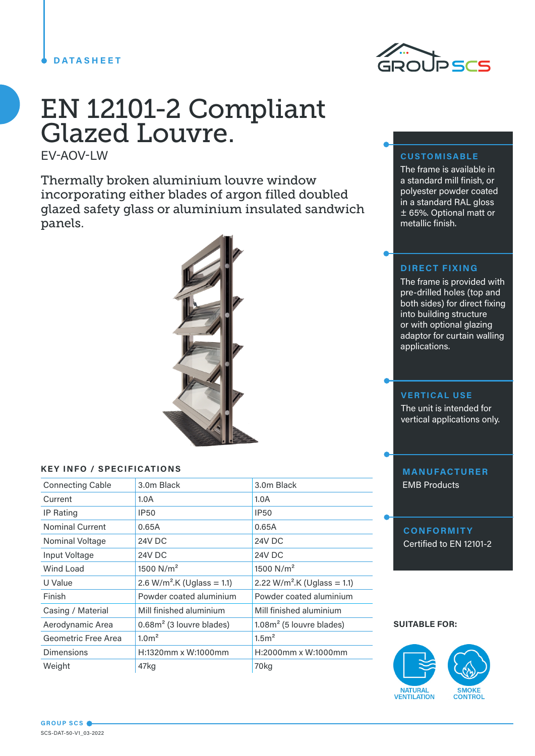DATASHEET

# EN 12101-2 Compliant Glazed Louvre.

EV-AOV-LW

Thermally broken aluminium louvre window incorporating either blades of argon filled doubled glazed safety glass or aluminium insulated sandwich panels.

## KEY INFO / SPECIFICATIONS

| | | |
|---|---|---|
| Connecting Cable | 3.0m Black | 3.0m Black |
| Current | 1.0A | 1.0A |
| IP Rating | IP50 | IP50 |
| Nominal Current | 0.65A | 0.65A |
| Nominal Voltage | 24V DC | 24V DC |
| Input Voltage | 24V DC | 24V DC |
| Wind Load | 1500 N/m$^2$ | 1500 N/m$^2$ |
| U Value | 2.6 W/m$^2$.K (Uglass = 1.1) | 2.22 W/m$^2$.K (Uglass = 1.1) |
| Finish | Powder coated aluminium | Powder coated aluminium |
| Casing / Material | Mill finished aluminium | Mill finished aluminium |
| Aerodynamic Area | 0.68m$^2$ (3 louvre blades) | 1.08m$^2$ (5 louvre blades) |
| Geometric Free Area | 1.0m$^2$ | 1.5m$^2$ |
| Dimensions | H:1320mm x W:1000mm | H:2000mm x W:1000mm |
| Weight | 47kg | 70kg |

### CUSTOMISABLE

The frame is available in a standard mill finish, or polyester powder coated in a standard RAL gloss ± 65%. Optional matt or metallic finish.

### DIRECT FIXING

The frame is provided with pre-drilled holes (top and both sides) for direct fixing into building structure or with optional glazing adaptor for curtain walling applications.

### VERTICAL USE

The unit is intended for vertical applications only.

### MANUFACTURER

EMB Products

### CONFORMITY

Certified to EN 12101-2

**SUITABLE FOR:**

- NATURAL VENTILATION
- SMOKE CONTROL

GROUP SCS

SCS-DAT-50-V1_03-2022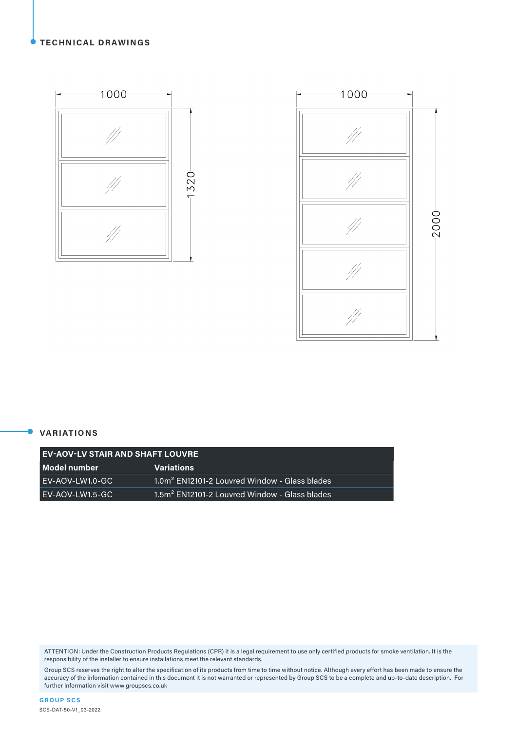## TECHNICAL DRAWINGS

1000

1320

1000

2000

## VARIATIONS

| EV-AOV-LV STAIR AND SHAFT LOUVRE | |
|---|---|
| **Model number** | **Variations** |
| EV-AOV-LW1.0-GC | 1.0m² EN12101-2 Louvred Window - Glass blades |
| EV-AOV-LW1.5-GC | 1.5m² EN12101-2 Louvred Window - Glass blades |

ATTENTION: Under the Construction Products Regulations (CPR) it is a legal requirement to use only certified products for smoke ventilation. It is the responsibility of the installer to ensure installations meet the relevant standards.

Group SCS reserves the right to alter the specification of its products from time to time without notice. Although every effort has been made to ensure the accuracy of the information contained in this document it is not warranted or represented by Group SCS to be a complete and up-to-date description. For further information visit www.groupscs.co.uk

GROUP SCS

SCS-DAT-50-V1_03-2022